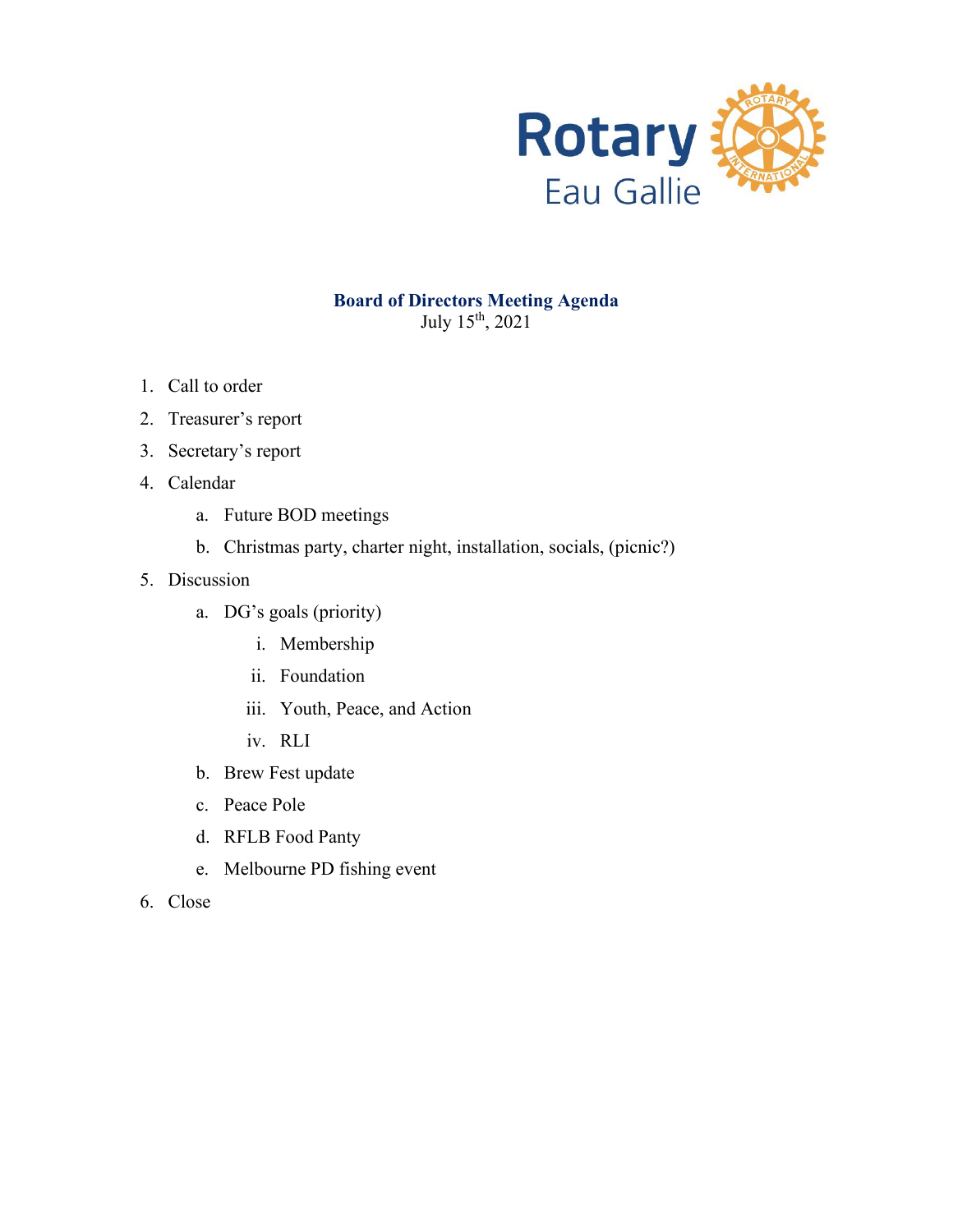Rotary
Eau Gallie

## Board of Directors Meeting Agenda

July 15th, 2021

1. Call to order
2. Treasurer's report
3. Secretary's report
4. Calendar
    a. Future BOD meetings
    b. Christmas party, charter night, installation, socials, (picnic?)
5. Discussion
    a. DG's goals (priority)
        i. Membership
        ii. Foundation
        iii. Youth, Peace, and Action
        iv. RLI
    b. Brew Fest update
    c. Peace Pole
    d. RFLB Food Panty
    e. Melbourne PD fishing event
6. Close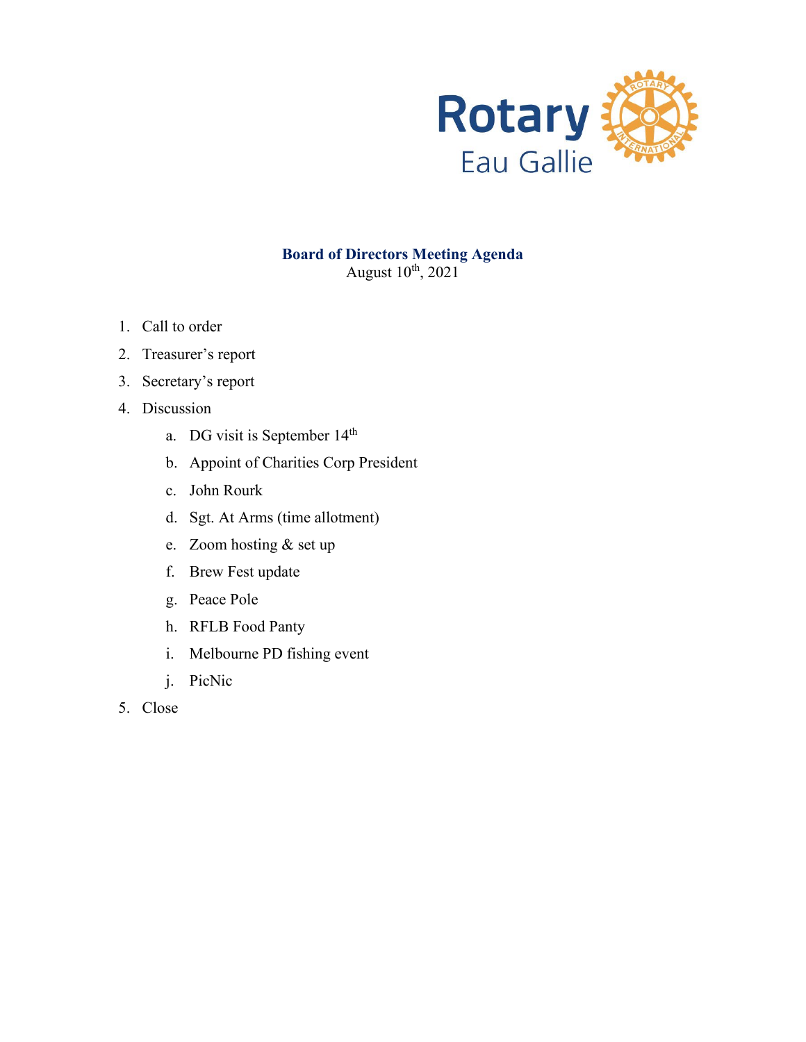Rotary
Eau Gallie

**Board of Directors Meeting Agenda**
August 10th, 2021

1. Call to order
2. Treasurer's report
3. Secretary's report
4. Discussion
   a. DG visit is September 14th
   b. Appoint of Charities Corp President
   c. John Rourk
   d. Sgt. At Arms (time allotment)
   e. Zoom hosting & set up
   f. Brew Fest update
   g. Peace Pole
   h. RFLB Food Panty
   i. Melbourne PD fishing event
   j. PicNic
5. Close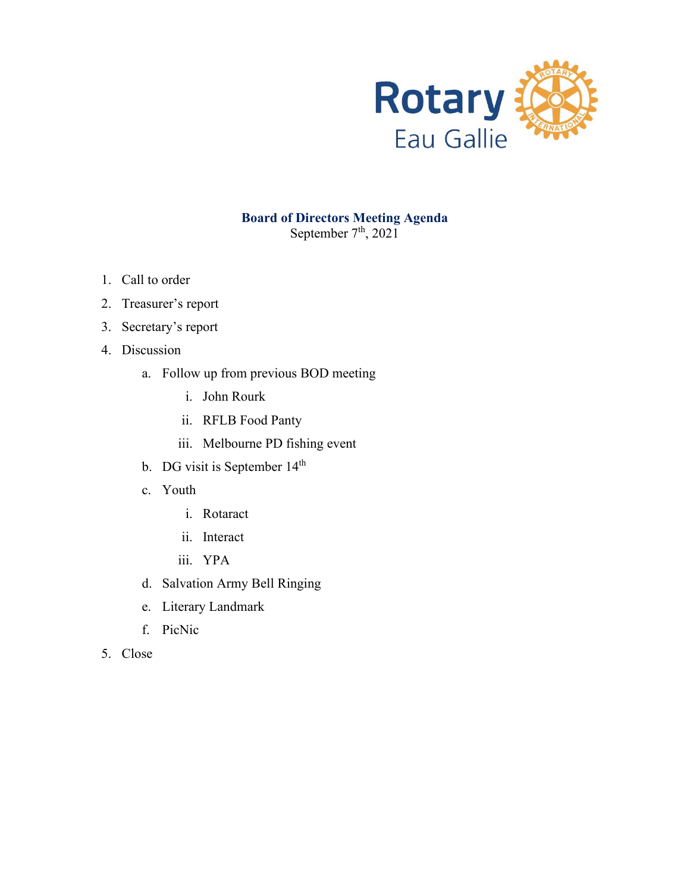Rotary Eau Gallie

## Board of Directors Meeting Agenda

September 7th, 2021

1. Call to order
2. Treasurer's report
3. Secretary's report
4. Discussion
   a. Follow up from previous BOD meeting
      i. John Rourk
      ii. RFLB Food Panty
      iii. Melbourne PD fishing event
   b. DG visit is September 14th
   c. Youth
      i. Rotaract
      ii. Interact
      iii. YPA
   d. Salvation Army Bell Ringing
   e. Literary Landmark
   f. PicNic
5. Close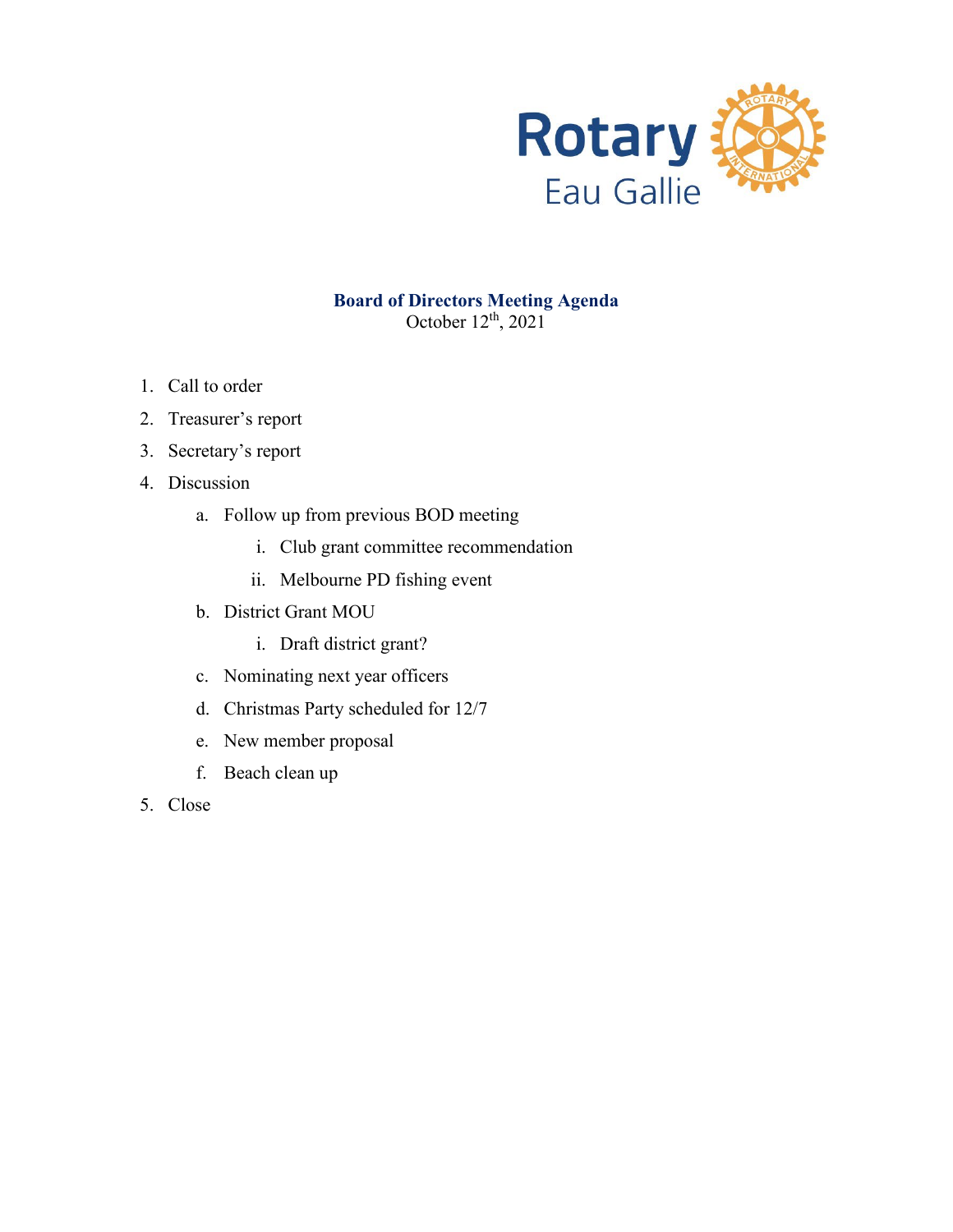Rotary Eau Gallie

**Board of Directors Meeting Agenda**
October 12th, 2021

1. Call to order
2. Treasurer's report
3. Secretary's report
4. Discussion
    a. Follow up from previous BOD meeting
        i. Club grant committee recommendation
        ii. Melbourne PD fishing event
    b. District Grant MOU
        i. Draft district grant?
    c. Nominating next year officers
    d. Christmas Party scheduled for 12/7
    e. New member proposal
    f. Beach clean up
5. Close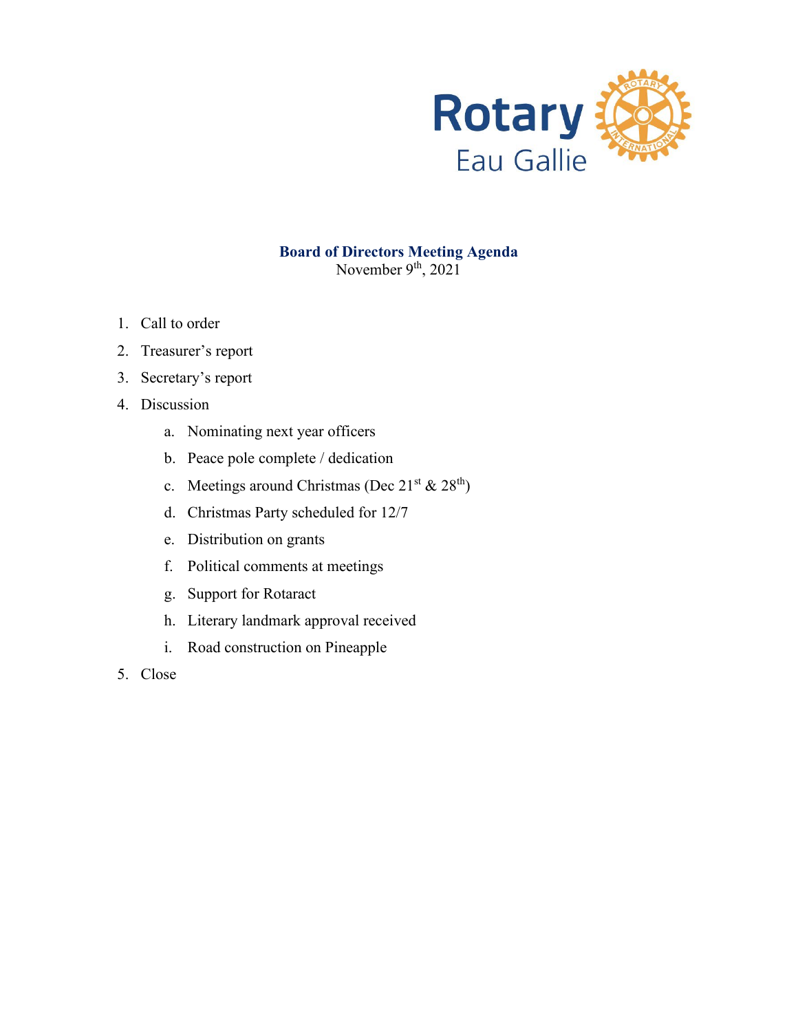Rotary Eau Gallie

## Board of Directors Meeting Agenda

November 9th, 2021

1. Call to order
2. Treasurer's report
3. Secretary's report
4. Discussion
   a. Nominating next year officers
   b. Peace pole complete / dedication
   c. Meetings around Christmas (Dec 21st & 28th)
   d. Christmas Party scheduled for 12/7
   e. Distribution on grants
   f. Political comments at meetings
   g. Support for Rotaract
   h. Literary landmark approval received
   i. Road construction on Pineapple
5. Close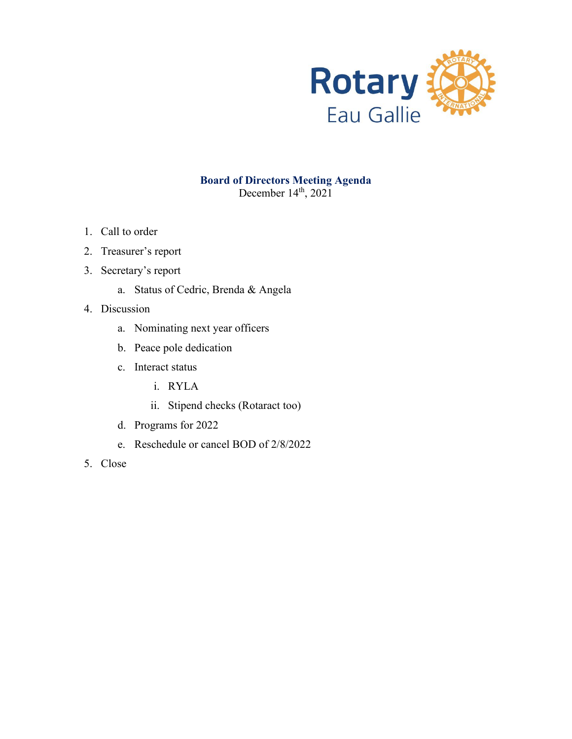Rotary
Eau Gallie

## Board of Directors Meeting Agenda

December 14th, 2021

1. Call to order
2. Treasurer's report
3. Secretary's report
   a. Status of Cedric, Brenda & Angela
4. Discussion
   a. Nominating next year officers
   b. Peace pole dedication
   c. Interact status
      i. RYLA
      ii. Stipend checks (Rotaract too)
   d. Programs for 2022
   e. Reschedule or cancel BOD of 2/8/2022
5. Close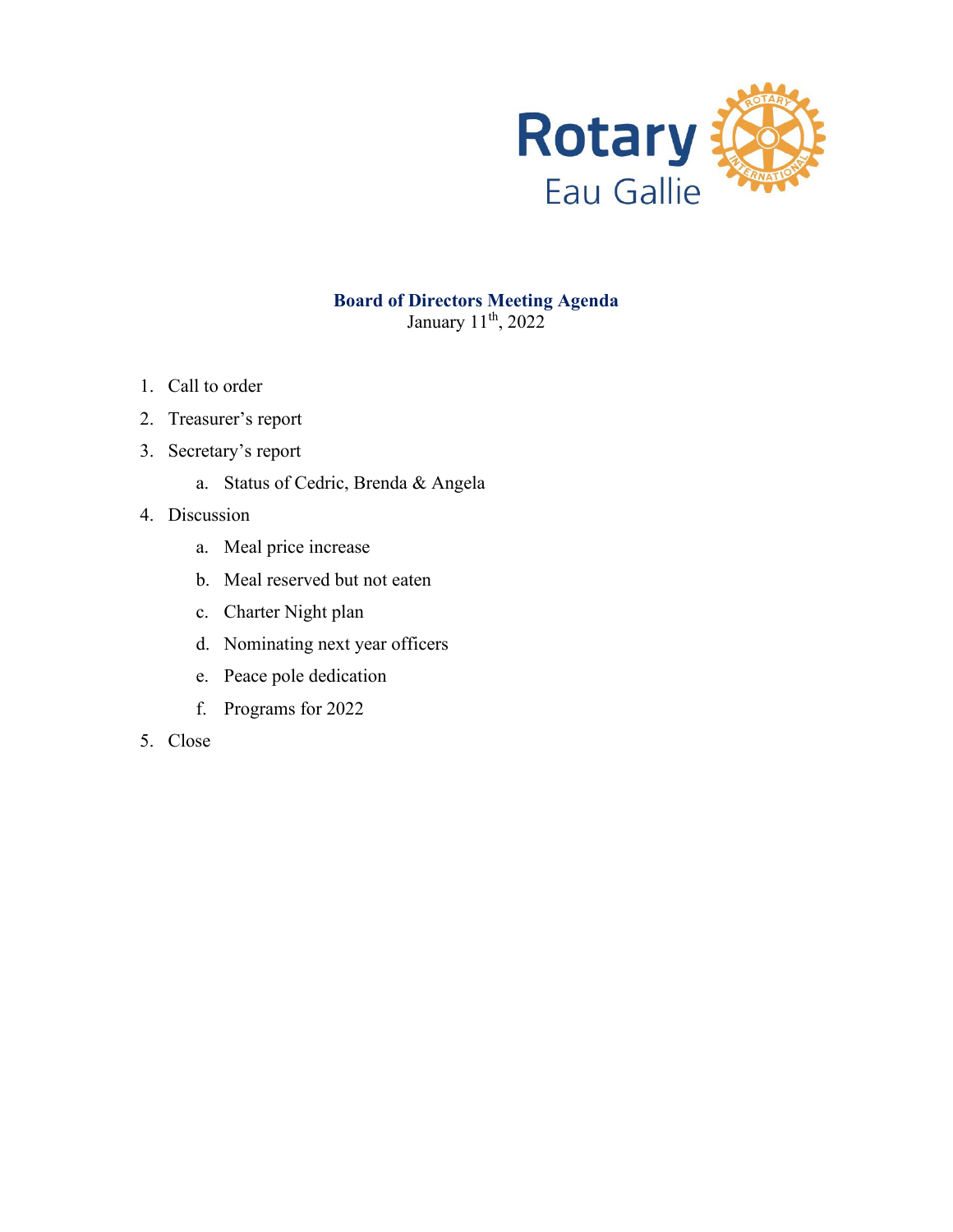Rotary
Eau Gallie

## Board of Directors Meeting Agenda

January 11th, 2022

1. Call to order
2. Treasurer's report
3. Secretary's report
    a. Status of Cedric, Brenda & Angela
4. Discussion
    a. Meal price increase
    b. Meal reserved but not eaten
    c. Charter Night plan
    d. Nominating next year officers
    e. Peace pole dedication
    f. Programs for 2022
5. Close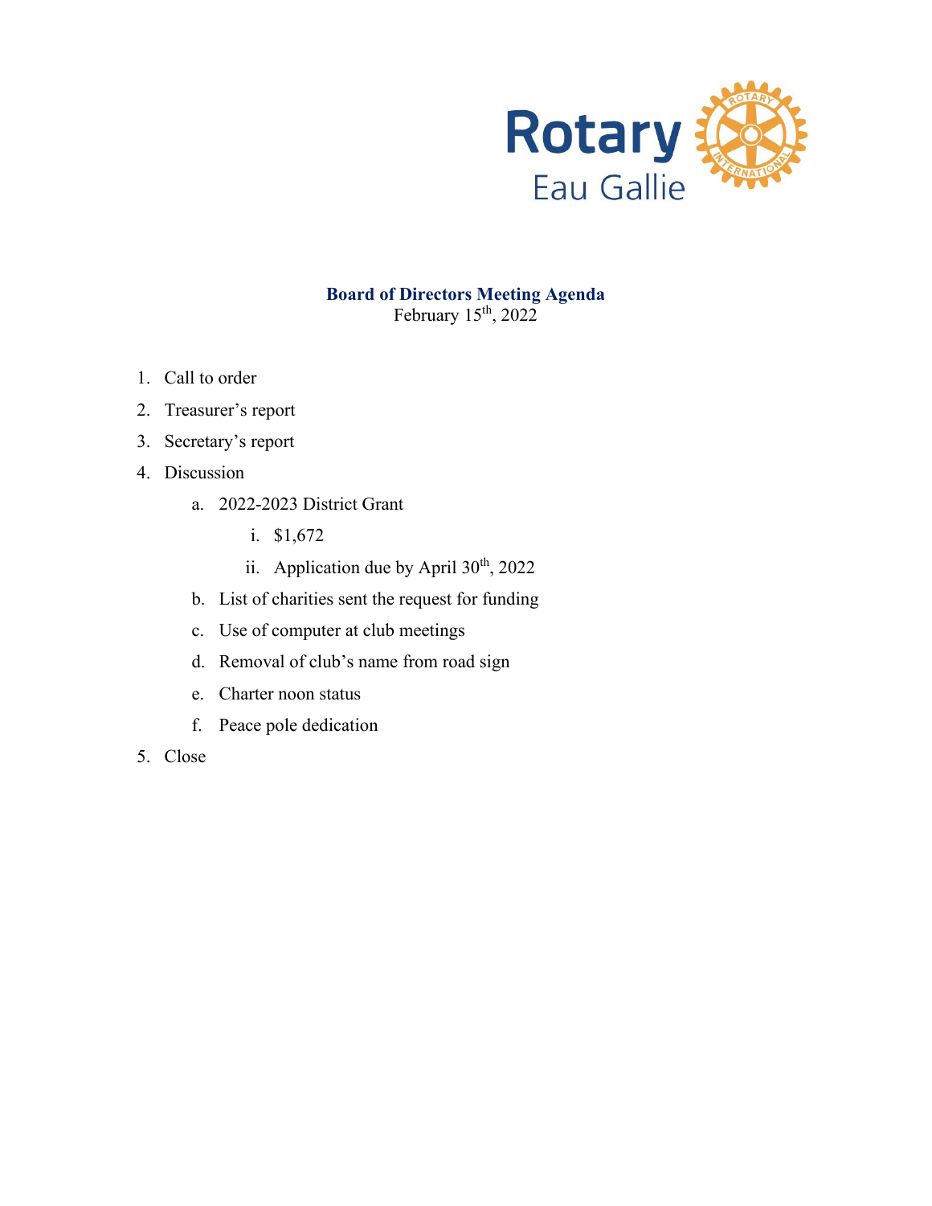Rotary Eau Gallie

## Board of Directors Meeting Agenda

February 15th, 2022

1. Call to order
2. Treasurer's report
3. Secretary's report
4. Discussion
   a. 2022-2023 District Grant
      i. $1,672
      ii. Application due by April 30th, 2022
   b. List of charities sent the request for funding
   c. Use of computer at club meetings
   d. Removal of club's name from road sign
   e. Charter noon status
   f. Peace pole dedication
5. Close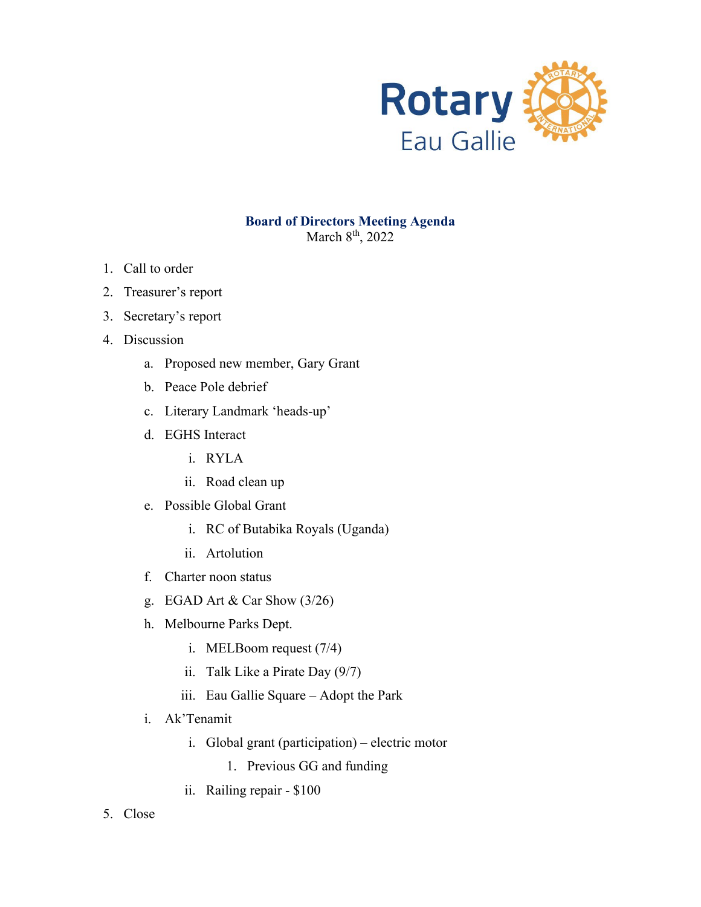Rotary Eau Gallie

## Board of Directors Meeting Agenda

March 8th, 2022

1. Call to order
2. Treasurer's report
3. Secretary's report
4. Discussion
    a. Proposed new member, Gary Grant
    b. Peace Pole debrief
    c. Literary Landmark 'heads-up'
    d. EGHS Interact
        i. RYLA
        ii. Road clean up
    e. Possible Global Grant
        i. RC of Butabika Royals (Uganda)
        ii. Artolution
    f. Charter noon status
    g. EGAD Art & Car Show (3/26)
    h. Melbourne Parks Dept.
        i. MELBoom request (7/4)
        ii. Talk Like a Pirate Day (9/7)
        iii. Eau Gallie Square – Adopt the Park
    i. Ak'Tenamit
        i. Global grant (participation) – electric motor
            1. Previous GG and funding
        ii. Railing repair - $100
5. Close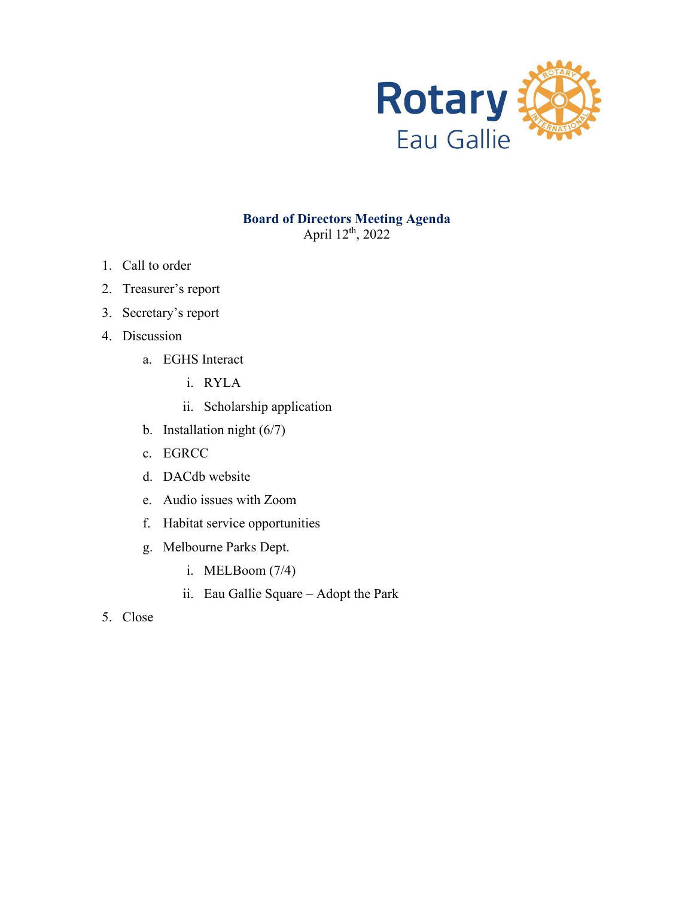Rotary
Eau Gallie

## Board of Directors Meeting Agenda

April 12th, 2022

1. Call to order
2. Treasurer's report
3. Secretary's report
4. Discussion
   a. EGHS Interact
      i. RYLA
      ii. Scholarship application
   b. Installation night (6/7)
   c. EGRCC
   d. DACdb website
   e. Audio issues with Zoom
   f. Habitat service opportunities
   g. Melbourne Parks Dept.
      i. MELBoom (7/4)
      ii. Eau Gallie Square – Adopt the Park
5. Close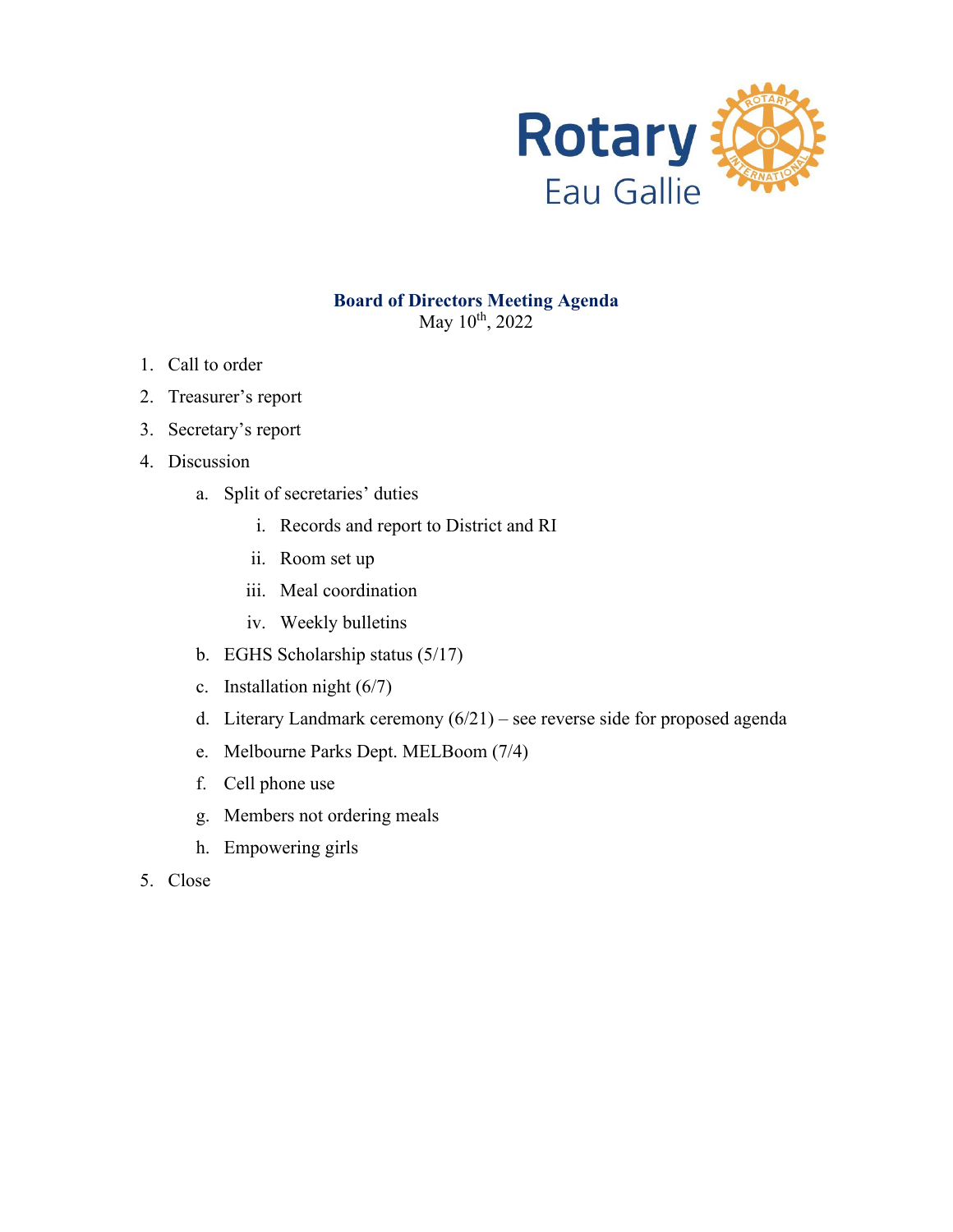Rotary
Eau Gallie

**Board of Directors Meeting Agenda**
May 10th, 2022

1. Call to order
2. Treasurer's report
3. Secretary's report
4. Discussion
    a. Split of secretaries' duties
        i. Records and report to District and RI
        ii. Room set up
        iii. Meal coordination
        iv. Weekly bulletins
    b. EGHS Scholarship status (5/17)
    c. Installation night (6/7)
    d. Literary Landmark ceremony (6/21) – see reverse side for proposed agenda
    e. Melbourne Parks Dept. MELBoom (7/4)
    f. Cell phone use
    g. Members not ordering meals
    h. Empowering girls
5. Close